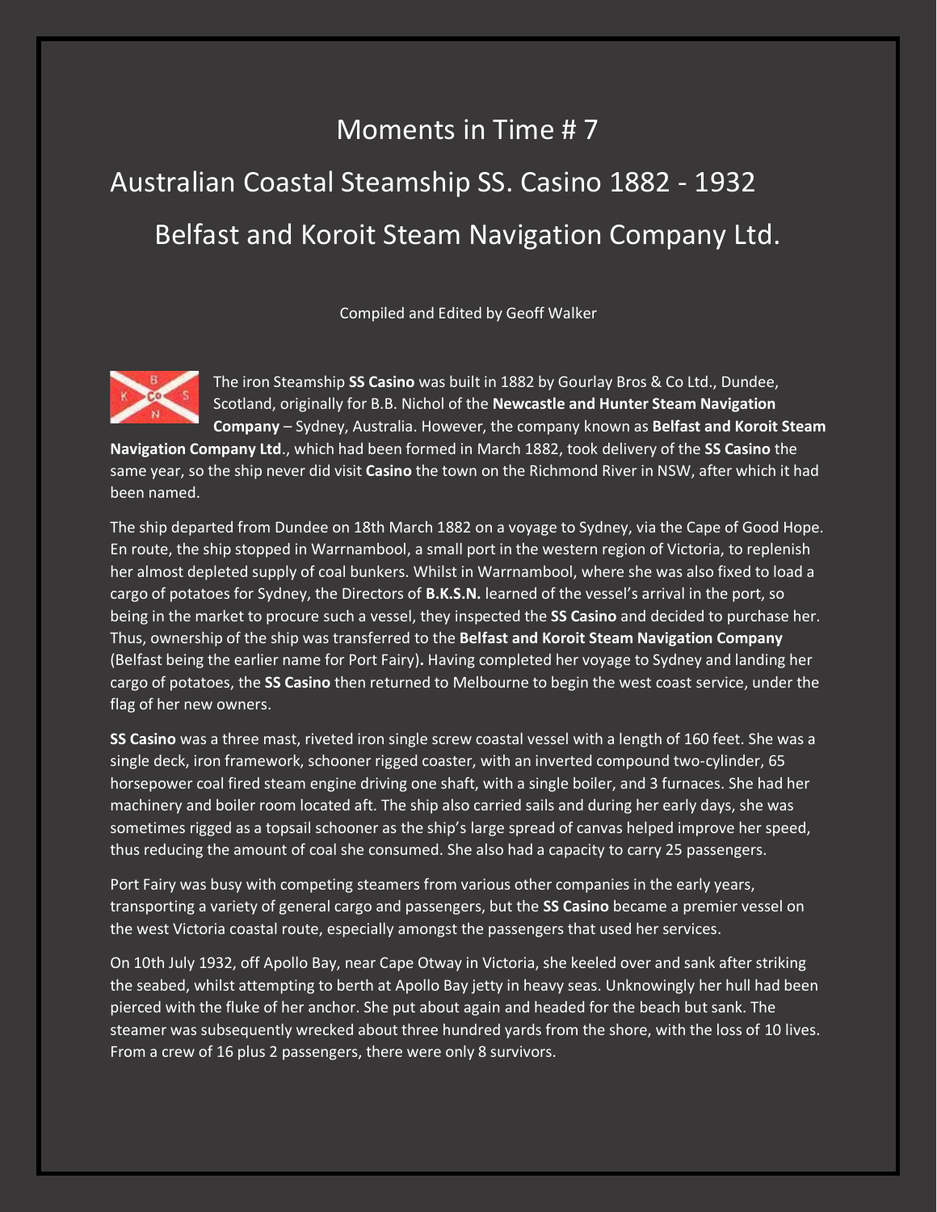# Moments in Time # 7

## Australian Coastal Steamship SS. Casino 1882 - 1932

## Belfast and Koroit Steam Navigation Company Ltd.

Compiled and Edited by Geoff Walker

The iron Steamship **SS Casino** was built in 1882 by Gourlay Bros & Co Ltd., Dundee, Scotland, originally for B.B. Nichol of the **Newcastle and Hunter Steam Navigation Company** – Sydney, Australia. However, the company known as **Belfast and Koroit Steam Navigation Company Ltd**., which had been formed in March 1882, took delivery of the **SS Casino** the same year, so the ship never did visit **Casino** the town on the Richmond River in NSW, after which it had been named.

The ship departed from Dundee on 18th March 1882 on a voyage to Sydney, via the Cape of Good Hope. En route, the ship stopped in Warrnambool, a small port in the western region of Victoria, to replenish her almost depleted supply of coal bunkers. Whilst in Warrnambool, where she was also fixed to load a cargo of potatoes for Sydney, the Directors of **B.K.S.N.** learned of the vessel's arrival in the port, so being in the market to procure such a vessel, they inspected the **SS Casino** and decided to purchase her. Thus, ownership of the ship was transferred to the **Belfast and Koroit Steam Navigation Company** (Belfast being the earlier name for Port Fairy)**.** Having completed her voyage to Sydney and landing her cargo of potatoes, the **SS Casino** then returned to Melbourne to begin the west coast service, under the flag of her new owners.

**SS Casino** was a three mast, riveted iron single screw coastal vessel with a length of 160 feet. She was a single deck, iron framework, schooner rigged coaster, with an inverted compound two-cylinder, 65 horsepower coal fired steam engine driving one shaft, with a single boiler, and 3 furnaces. She had her machinery and boiler room located aft. The ship also carried sails and during her early days, she was sometimes rigged as a topsail schooner as the ship's large spread of canvas helped improve her speed, thus reducing the amount of coal she consumed. She also had a capacity to carry 25 passengers.

Port Fairy was busy with competing steamers from various other companies in the early years, transporting a variety of general cargo and passengers, but the **SS Casino** became a premier vessel on the west Victoria coastal route, especially amongst the passengers that used her services.

On 10th July 1932, off Apollo Bay, near Cape Otway in Victoria, she keeled over and sank after striking the seabed, whilst attempting to berth at Apollo Bay jetty in heavy seas. Unknowingly her hull had been pierced with the fluke of her anchor. She put about again and headed for the beach but sank. The steamer was subsequently wrecked about three hundred yards from the shore, with the loss of 10 lives. From a crew of 16 plus 2 passengers, there were only 8 survivors.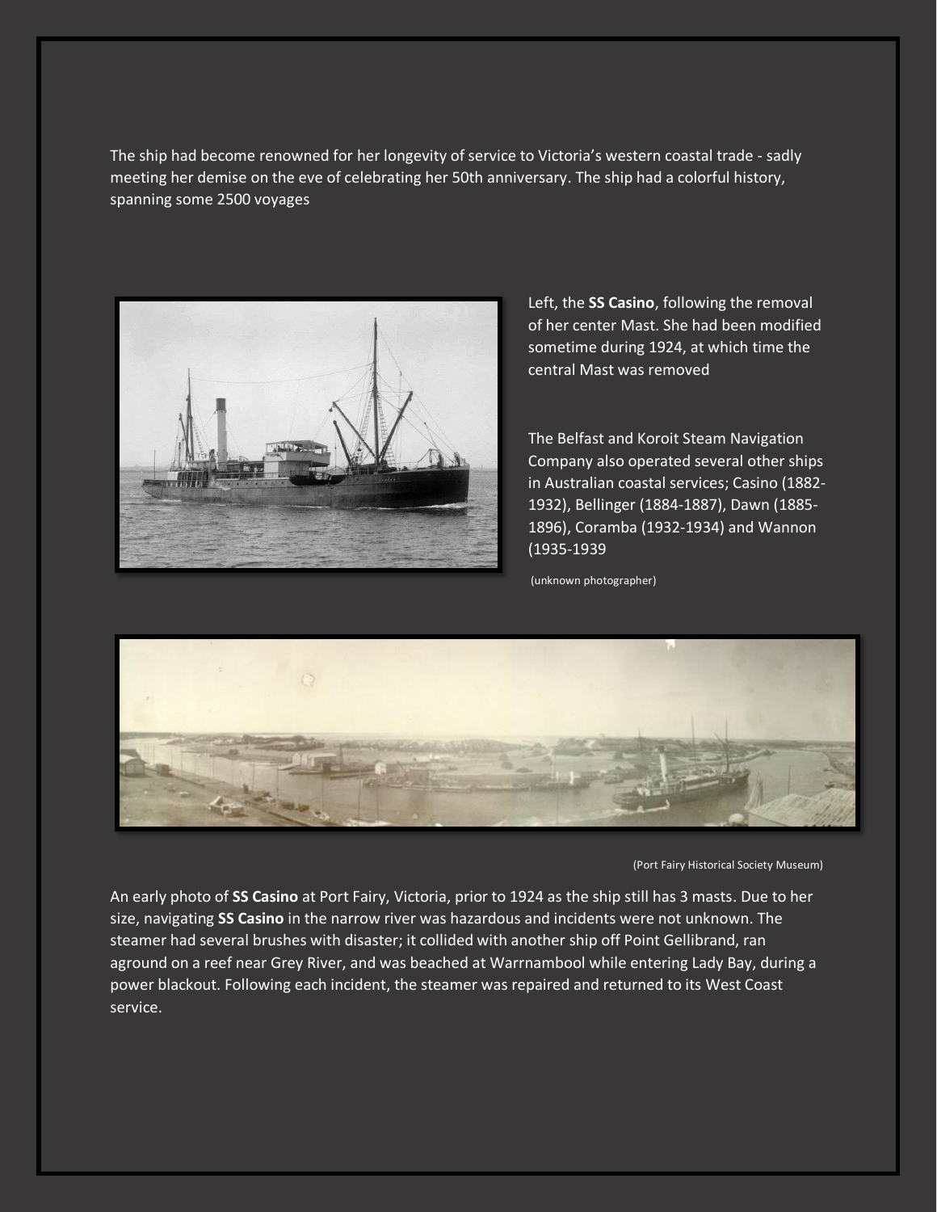The ship had become renowned for her longevity of service to Victoria's western coastal trade - sadly meeting her demise on the eve of celebrating her 50th anniversary. The ship had a colorful history, spanning some 2500 voyages

Left, the **SS Casino**, following the removal of her center Mast. She had been modified sometime during 1924, at which time the central Mast was removed

The Belfast and Koroit Steam Navigation Company also operated several other ships in Australian coastal services; Casino (1882-1932), Bellinger (1884-1887), Dawn (1885-1896), Coramba (1932-1934) and Wannon (1935-1939

(unknown photographer)

(Port Fairy Historical Society Museum)

An early photo of **SS Casino** at Port Fairy, Victoria, prior to 1924 as the ship still has 3 masts. Due to her size, navigating **SS Casino** in the narrow river was hazardous and incidents were not unknown. The steamer had several brushes with disaster; it collided with another ship off Point Gellibrand, ran aground on a reef near Grey River, and was beached at Warrnambool while entering Lady Bay, during a power blackout. Following each incident, the steamer was repaired and returned to its West Coast service.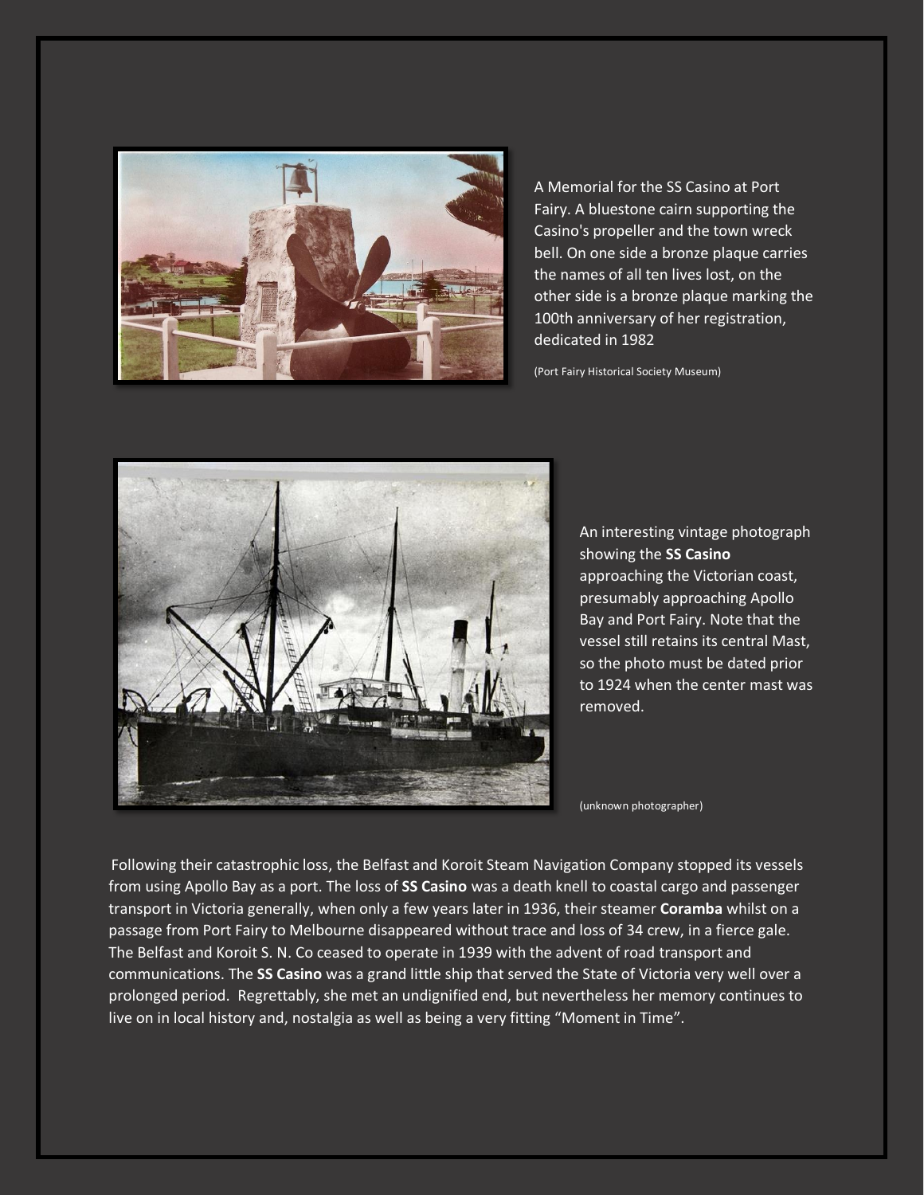A Memorial for the SS Casino at Port Fairy. A bluestone cairn supporting the Casino's propeller and the town wreck bell. On one side a bronze plaque carries the names of all ten lives lost, on the other side is a bronze plaque marking the 100th anniversary of her registration, dedicated in 1982

(Port Fairy Historical Society Museum)

An interesting vintage photograph showing the **SS Casino** approaching the Victorian coast, presumably approaching Apollo Bay and Port Fairy. Note that the vessel still retains its central Mast, so the photo must be dated prior to 1924 when the center mast was removed.

(unknown photographer)

Following their catastrophic loss, the Belfast and Koroit Steam Navigation Company stopped its vessels from using Apollo Bay as a port. The loss of **SS Casino** was a death knell to coastal cargo and passenger transport in Victoria generally, when only a few years later in 1936, their steamer **Coramba** whilst on a passage from Port Fairy to Melbourne disappeared without trace and loss of 34 crew, in a fierce gale. The Belfast and Koroit S. N. Co ceased to operate in 1939 with the advent of road transport and communications. The **SS Casino** was a grand little ship that served the State of Victoria very well over a prolonged period. Regrettably, she met an undignified end, but nevertheless her memory continues to live on in local history and, nostalgia as well as being a very fitting "Moment in Time".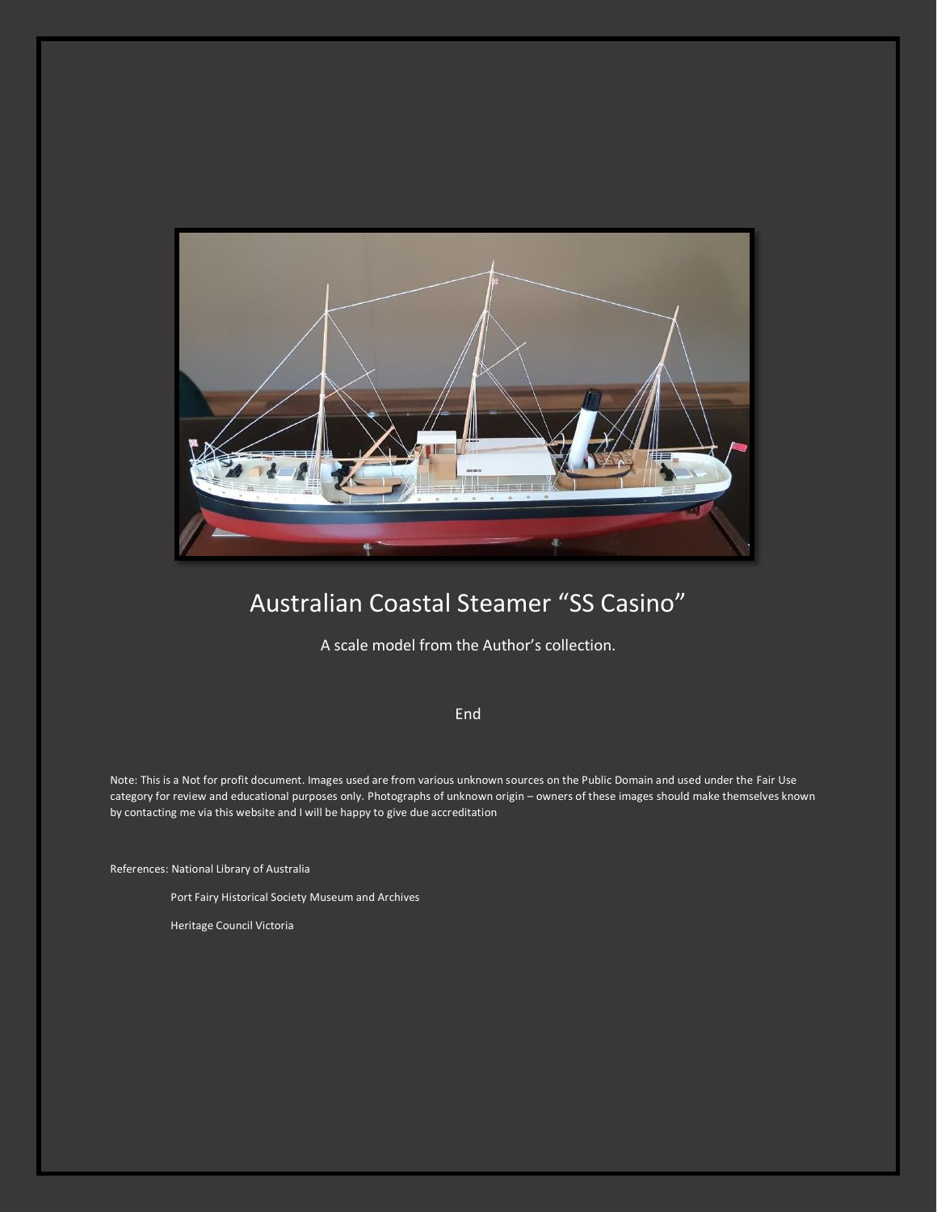Australian Coastal Steamer "SS Casino"

A scale model from the Author's collection.

End

Note: This is a Not for profit document. Images used are from various unknown sources on the Public Domain and used under the Fair Use category for review and educational purposes only. Photographs of unknown origin – owners of these images should make themselves known by contacting me via this website and I will be happy to give due accreditation

References: National Library of Australia

Port Fairy Historical Society Museum and Archives

Heritage Council Victoria